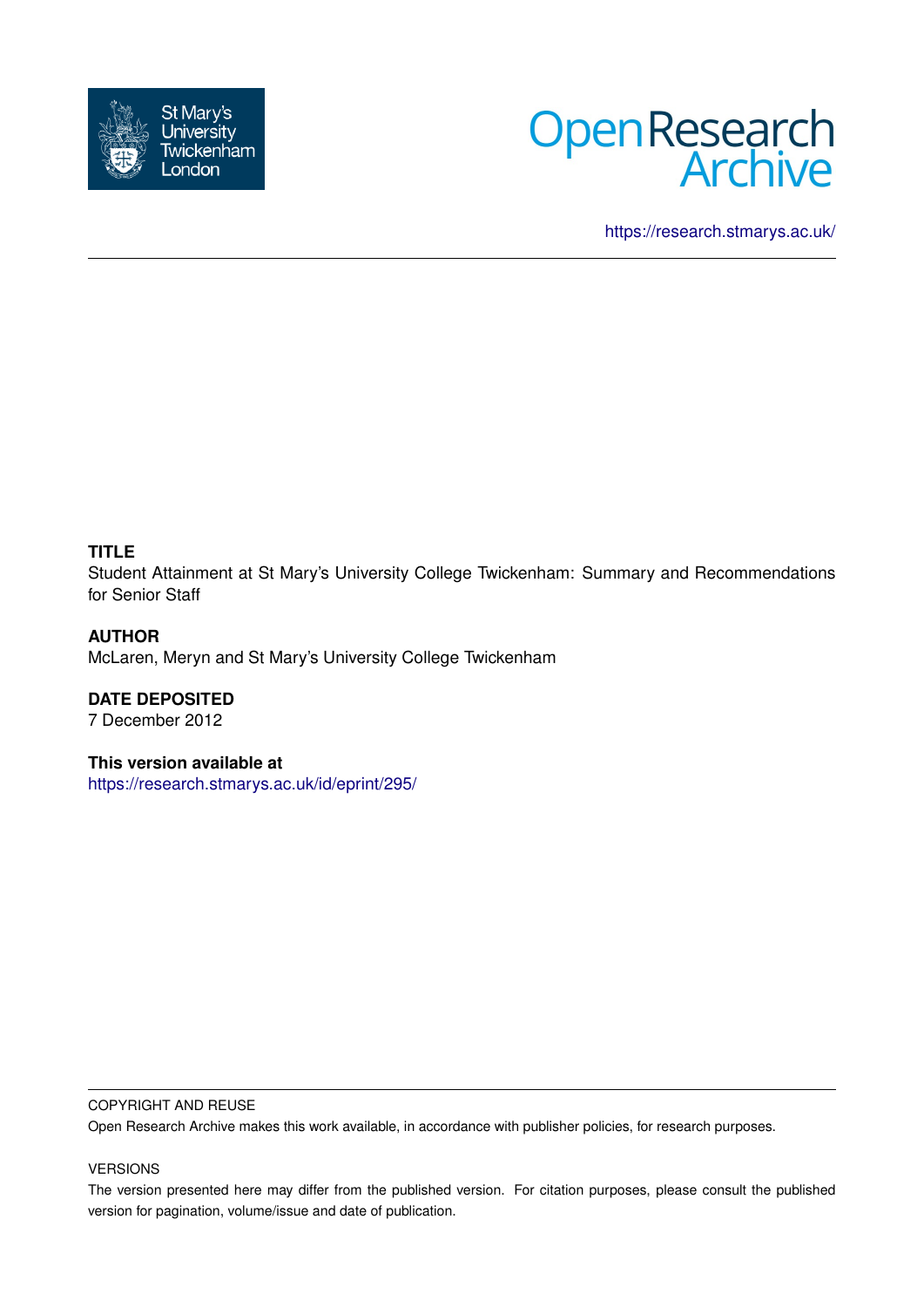St Mary's University Twickenham London

Open Research Archive

https://research.stmarys.ac.uk/

**TITLE**

Student Attainment at St Mary's University College Twickenham: Summary and Recommendations for Senior Staff

**AUTHOR**

McLaren, Meryn and St Mary's University College Twickenham

**DATE DEPOSITED**

7 December 2012

**This version available at**

https://research.stmarys.ac.uk/id/eprint/295/

COPYRIGHT AND REUSE

Open Research Archive makes this work available, in accordance with publisher policies, for research purposes.

VERSIONS

The version presented here may differ from the published version. For citation purposes, please consult the published version for pagination, volume/issue and date of publication.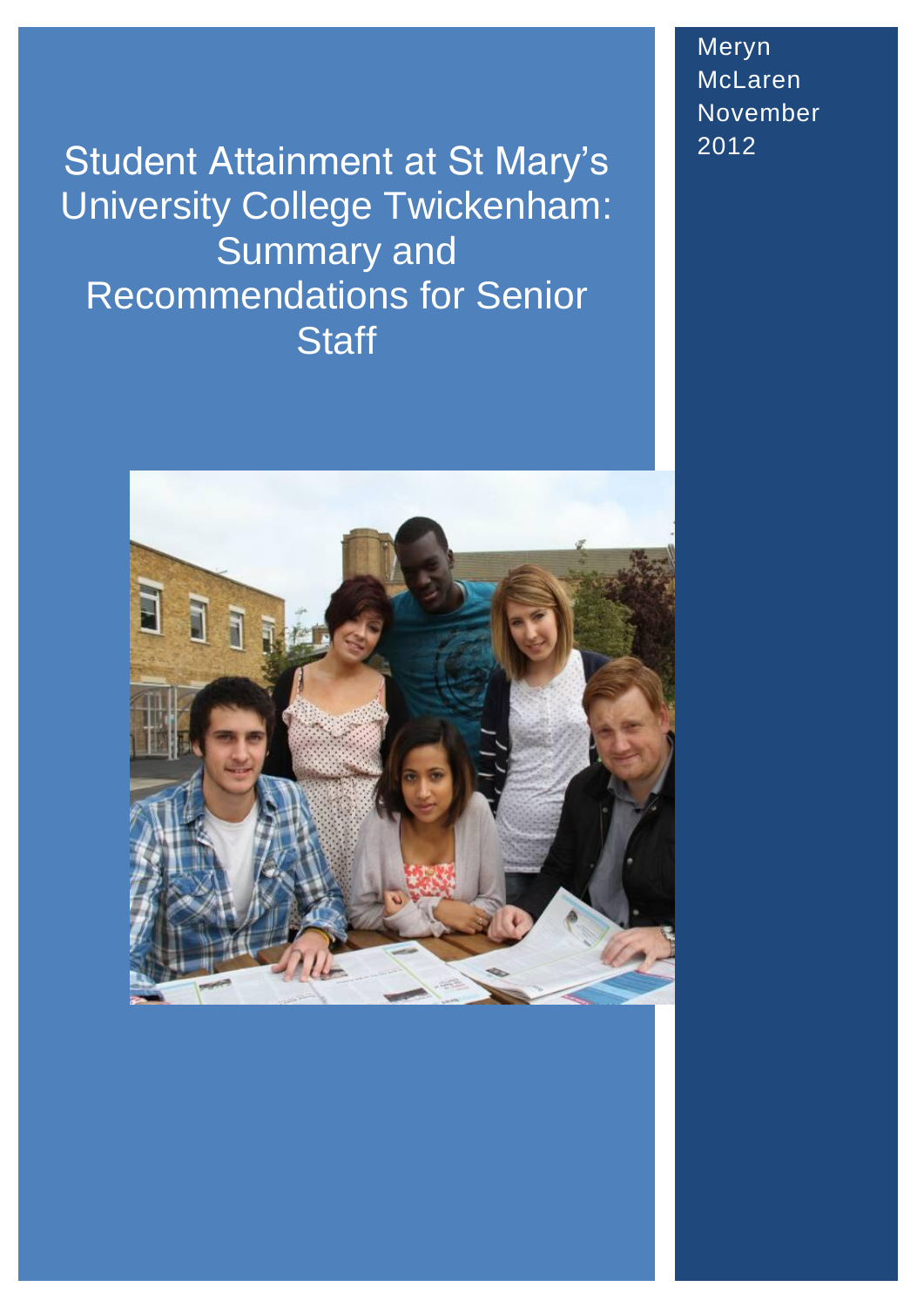# Student Attainment at St Mary's University College Twickenham: Summary and Recommendations for Senior Staff

Meryn McLaren

November 2012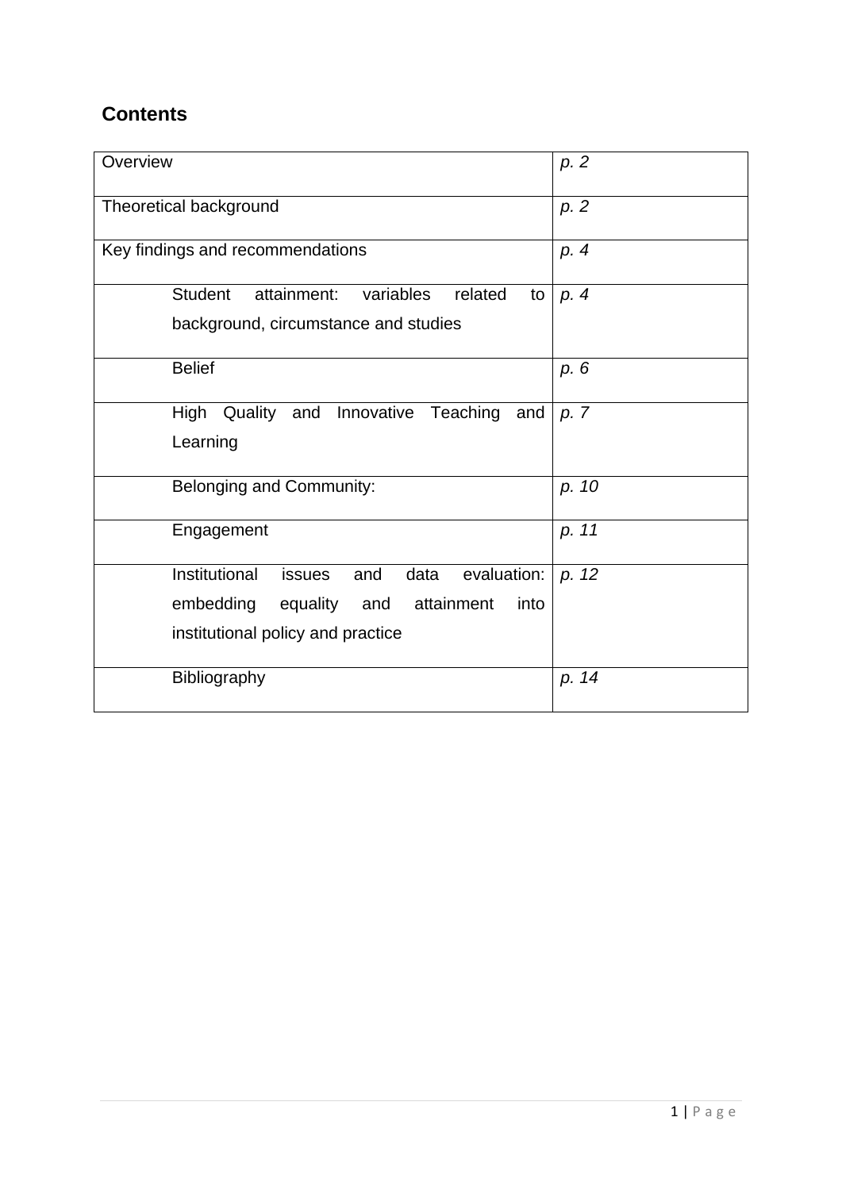## Contents

| | |
|---|---|
| Overview | *p. 2* |
| Theoretical background | *p. 2* |
| Key findings and recommendations | *p. 4* |
| Student attainment: variables related to background, circumstance and studies | *p. 4* |
| Belief | *p. 6* |
| High Quality and Innovative Teaching and Learning | *p. 7* |
| Belonging and Community: | *p. 10* |
| Engagement | *p. 11* |
| Institutional issues and data evaluation: embedding equality and attainment into institutional policy and practice | *p. 12* |
| Bibliography | *p. 14* |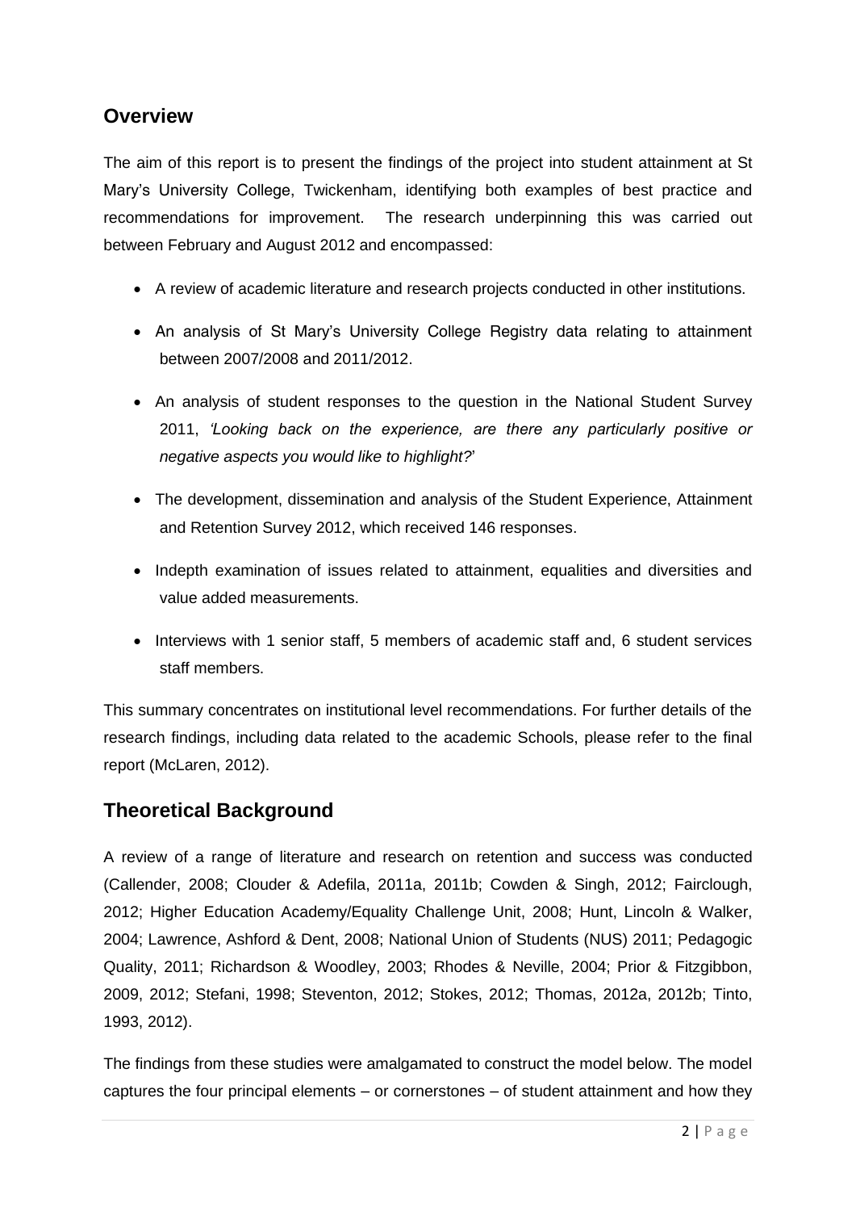## Overview

The aim of this report is to present the findings of the project into student attainment at St Mary's University College, Twickenham, identifying both examples of best practice and recommendations for improvement. The research underpinning this was carried out between February and August 2012 and encompassed:

- A review of academic literature and research projects conducted in other institutions.
- An analysis of St Mary's University College Registry data relating to attainment between 2007/2008 and 2011/2012.
- An analysis of student responses to the question in the National Student Survey 2011, *'Looking back on the experience, are there any particularly positive or negative aspects you would like to highlight?'*
- The development, dissemination and analysis of the Student Experience, Attainment and Retention Survey 2012, which received 146 responses.
- Indepth examination of issues related to attainment, equalities and diversities and value added measurements.
- Interviews with 1 senior staff, 5 members of academic staff and, 6 student services staff members.

This summary concentrates on institutional level recommendations. For further details of the research findings, including data related to the academic Schools, please refer to the final report (McLaren, 2012).

## Theoretical Background

A review of a range of literature and research on retention and success was conducted (Callender, 2008; Clouder & Adefila, 2011a, 2011b; Cowden & Singh, 2012; Fairclough, 2012; Higher Education Academy/Equality Challenge Unit, 2008; Hunt, Lincoln & Walker, 2004; Lawrence, Ashford & Dent, 2008; National Union of Students (NUS) 2011; Pedagogic Quality, 2011; Richardson & Woodley, 2003; Rhodes & Neville, 2004; Prior & Fitzgibbon, 2009, 2012; Stefani, 1998; Steventon, 2012; Stokes, 2012; Thomas, 2012a, 2012b; Tinto, 1993, 2012).

The findings from these studies were amalgamated to construct the model below. The model captures the four principal elements – or cornerstones – of student attainment and how they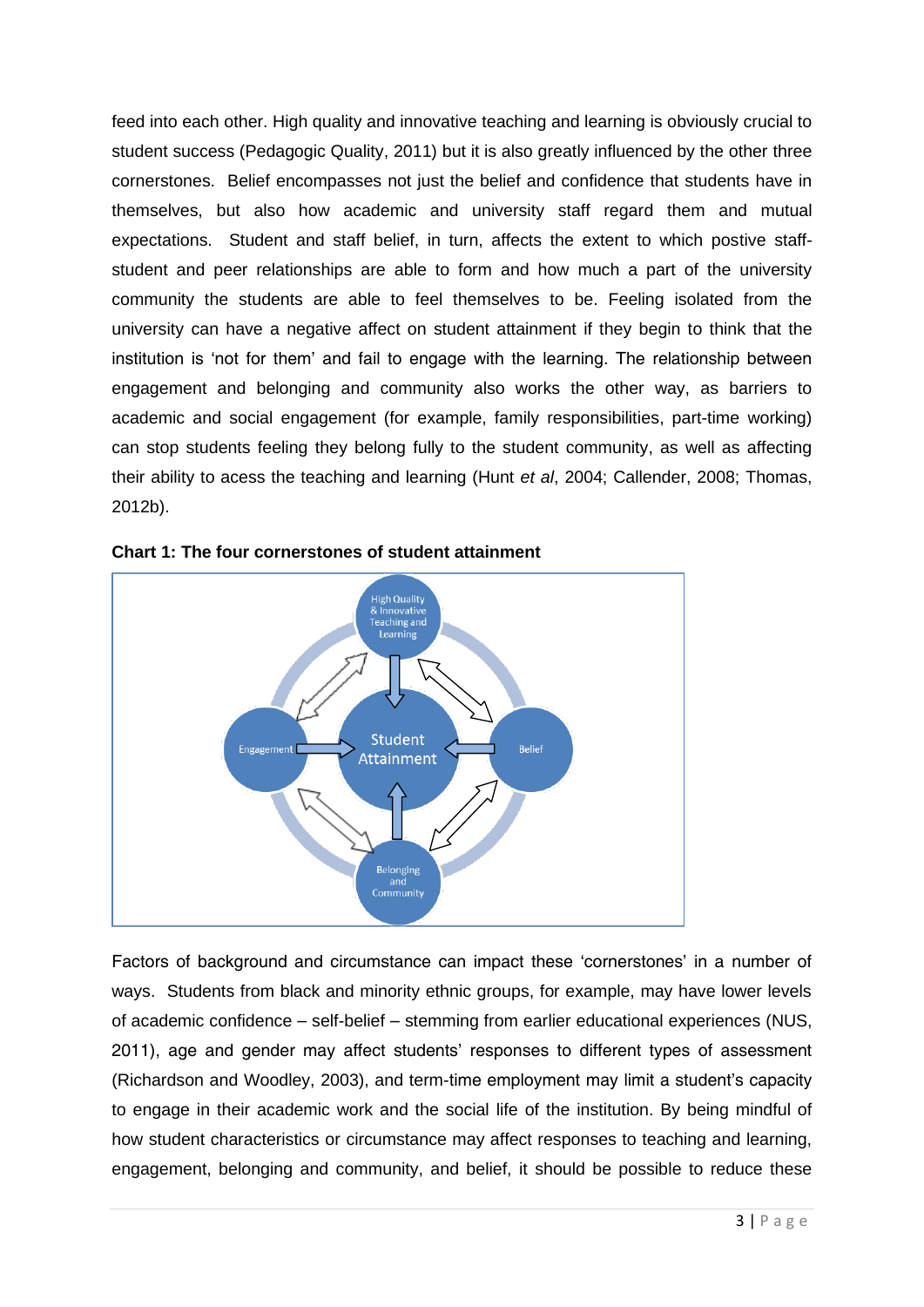feed into each other. High quality and innovative teaching and learning is obviously crucial to student success (Pedagogic Quality, 2011) but it is also greatly influenced by the other three cornerstones. Belief encompasses not just the belief and confidence that students have in themselves, but also how academic and university staff regard them and mutual expectations. Student and staff belief, in turn, affects the extent to which postive staff-student and peer relationships are able to form and how much a part of the university community the students are able to feel themselves to be. Feeling isolated from the university can have a negative affect on student attainment if they begin to think that the institution is 'not for them' and fail to engage with the learning. The relationship between engagement and belonging and community also works the other way, as barriers to academic and social engagement (for example, family responsibilities, part-time working) can stop students feeling they belong fully to the student community, as well as affecting their ability to acess the teaching and learning (Hunt *et al*, 2004; Callender, 2008; Thomas, 2012b).

**Chart 1: The four cornerstones of student attainment**

Factors of background and circumstance can impact these 'cornerstones' in a number of ways. Students from black and minority ethnic groups, for example, may have lower levels of academic confidence – self-belief – stemming from earlier educational experiences (NUS, 2011), age and gender may affect students' responses to different types of assessment (Richardson and Woodley, 2003), and term-time employment may limit a student's capacity to engage in their academic work and the social life of the institution. By being mindful of how student characteristics or circumstance may affect responses to teaching and learning, engagement, belonging and community, and belief, it should be possible to reduce these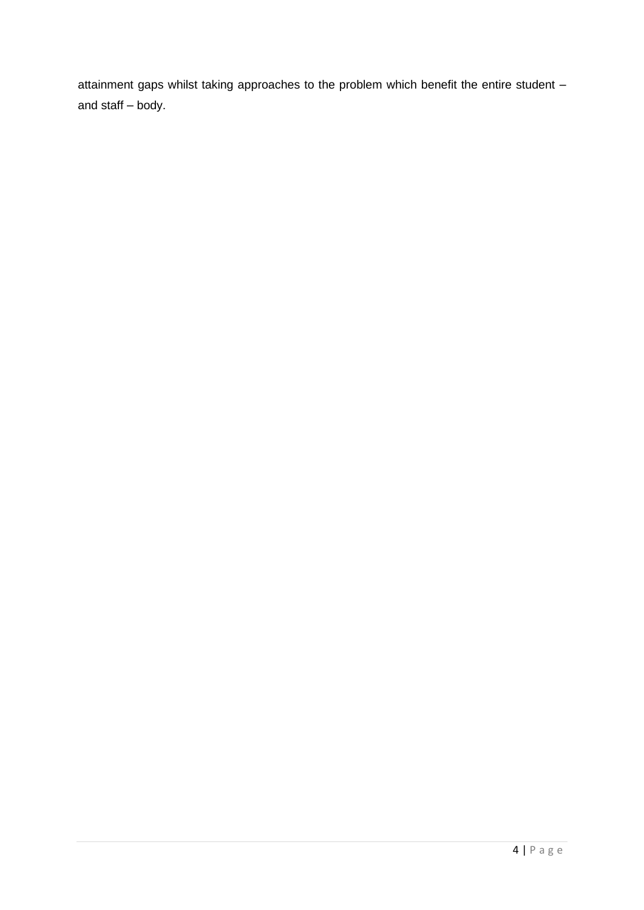attainment gaps whilst taking approaches to the problem which benefit the entire student – and staff – body.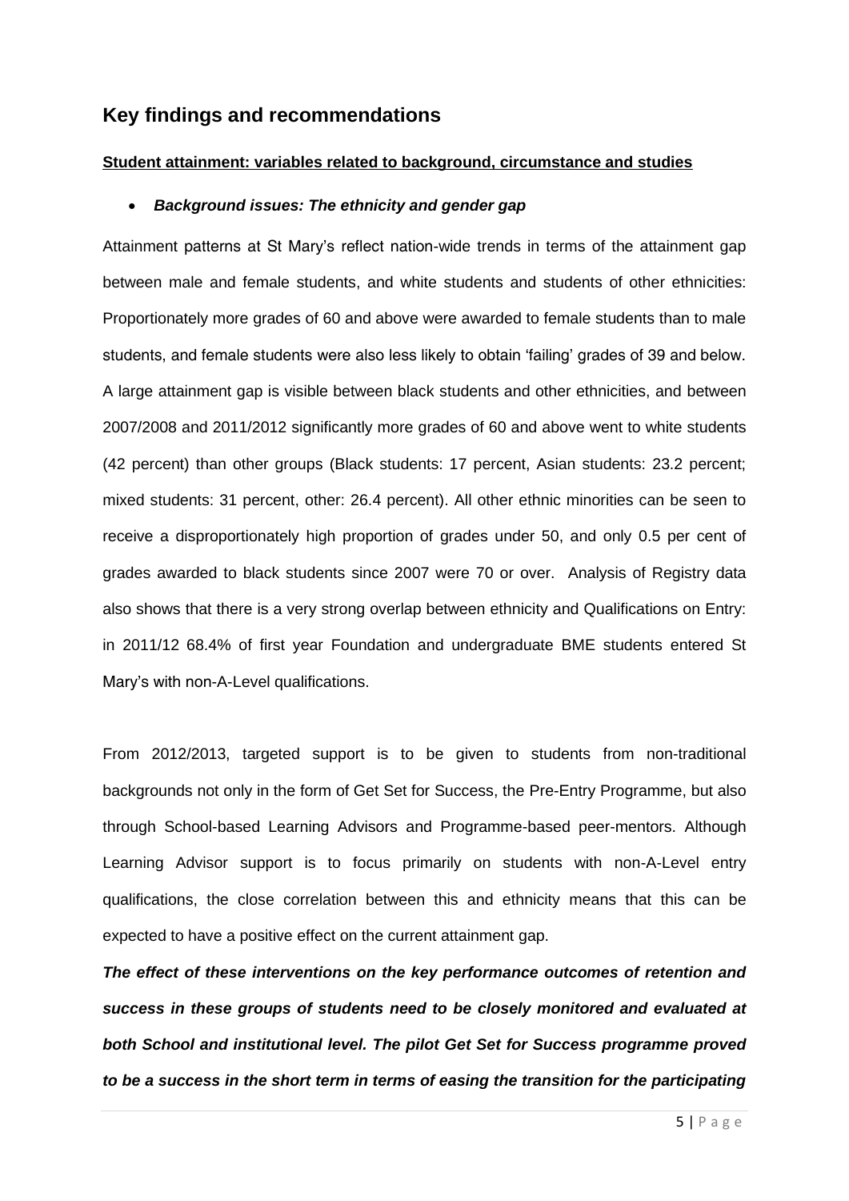## Key findings and recommendations

**Student attainment: variables related to background, circumstance and studies**

- ***Background issues: The ethnicity and gender gap***

Attainment patterns at St Mary's reflect nation-wide trends in terms of the attainment gap between male and female students, and white students and students of other ethnicities: Proportionately more grades of 60 and above were awarded to female students than to male students, and female students were also less likely to obtain 'failing' grades of 39 and below. A large attainment gap is visible between black students and other ethnicities, and between 2007/2008 and 2011/2012 significantly more grades of 60 and above went to white students (42 percent) than other groups (Black students: 17 percent, Asian students: 23.2 percent; mixed students: 31 percent, other: 26.4 percent). All other ethnic minorities can be seen to receive a disproportionately high proportion of grades under 50, and only 0.5 per cent of grades awarded to black students since 2007 were 70 or over. Analysis of Registry data also shows that there is a very strong overlap between ethnicity and Qualifications on Entry: in 2011/12 68.4% of first year Foundation and undergraduate BME students entered St Mary's with non-A-Level qualifications.

From 2012/2013, targeted support is to be given to students from non-traditional backgrounds not only in the form of Get Set for Success, the Pre-Entry Programme, but also through School-based Learning Advisors and Programme-based peer-mentors. Although Learning Advisor support is to focus primarily on students with non-A-Level entry qualifications, the close correlation between this and ethnicity means that this can be expected to have a positive effect on the current attainment gap.

***The effect of these interventions on the key performance outcomes of retention and success in these groups of students need to be closely monitored and evaluated at both School and institutional level. The pilot Get Set for Success programme proved to be a success in the short term in terms of easing the transition for the participating***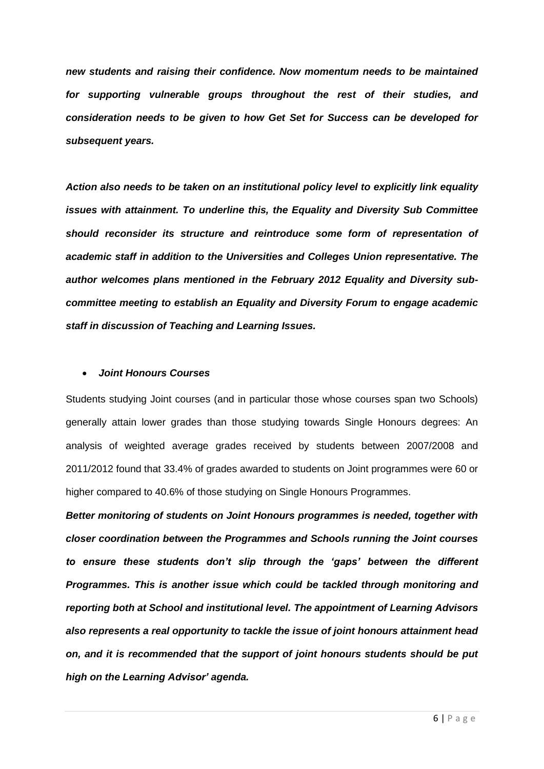***new students and raising their confidence. Now momentum needs to be maintained for supporting vulnerable groups throughout the rest of their studies, and consideration needs to be given to how Get Set for Success can be developed for subsequent years.***

***Action also needs to be taken on an institutional policy level to explicitly link equality issues with attainment. To underline this, the Equality and Diversity Sub Committee should reconsider its structure and reintroduce some form of representation of academic staff in addition to the Universities and Colleges Union representative. The author welcomes plans mentioned in the February 2012 Equality and Diversity sub-committee meeting to establish an Equality and Diversity Forum to engage academic staff in discussion of Teaching and Learning Issues.***

- ***Joint Honours Courses***

Students studying Joint courses (and in particular those whose courses span two Schools) generally attain lower grades than those studying towards Single Honours degrees: An analysis of weighted average grades received by students between 2007/2008 and 2011/2012 found that 33.4% of grades awarded to students on Joint programmes were 60 or higher compared to 40.6% of those studying on Single Honours Programmes.

***Better monitoring of students on Joint Honours programmes is needed, together with closer coordination between the Programmes and Schools running the Joint courses to ensure these students don't slip through the 'gaps' between the different Programmes. This is another issue which could be tackled through monitoring and reporting both at School and institutional level. The appointment of Learning Advisors also represents a real opportunity to tackle the issue of joint honours attainment head on, and it is recommended that the support of joint honours students should be put high on the Learning Advisor' agenda.***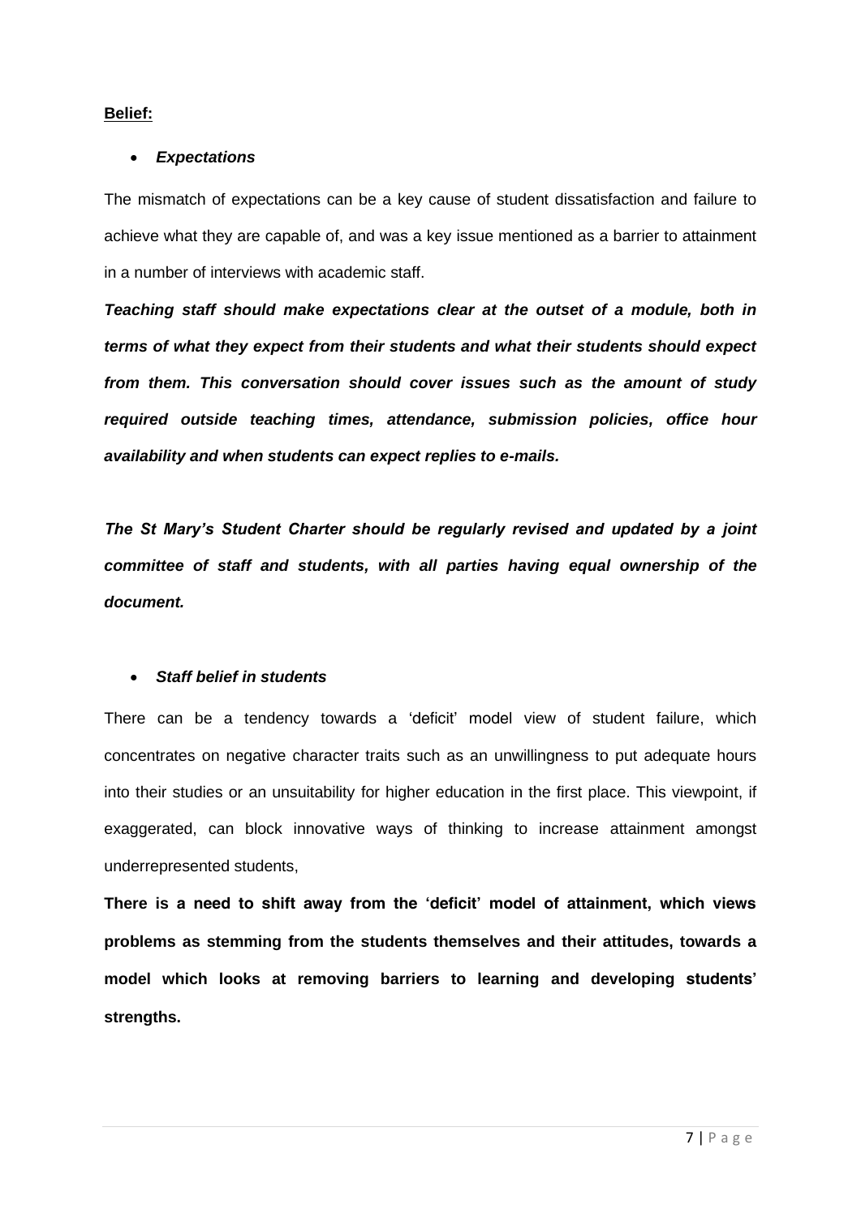**Belief:**

- ***Expectations***

The mismatch of expectations can be a key cause of student dissatisfaction and failure to achieve what they are capable of, and was a key issue mentioned as a barrier to attainment in a number of interviews with academic staff.

***Teaching staff should make expectations clear at the outset of a module, both in terms of what they expect from their students and what their students should expect from them. This conversation should cover issues such as the amount of study required outside teaching times, attendance, submission policies, office hour availability and when students can expect replies to e-mails.***

***The St Mary's Student Charter should be regularly revised and updated by a joint committee of staff and students, with all parties having equal ownership of the document.***

- ***Staff belief in students***

There can be a tendency towards a 'deficit' model view of student failure, which concentrates on negative character traits such as an unwillingness to put adequate hours into their studies or an unsuitability for higher education in the first place. This viewpoint, if exaggerated, can block innovative ways of thinking to increase attainment amongst underrepresented students,

**There is a need to shift away from the 'deficit' model of attainment, which views problems as stemming from the students themselves and their attitudes, towards a model which looks at removing barriers to learning and developing students' strengths.**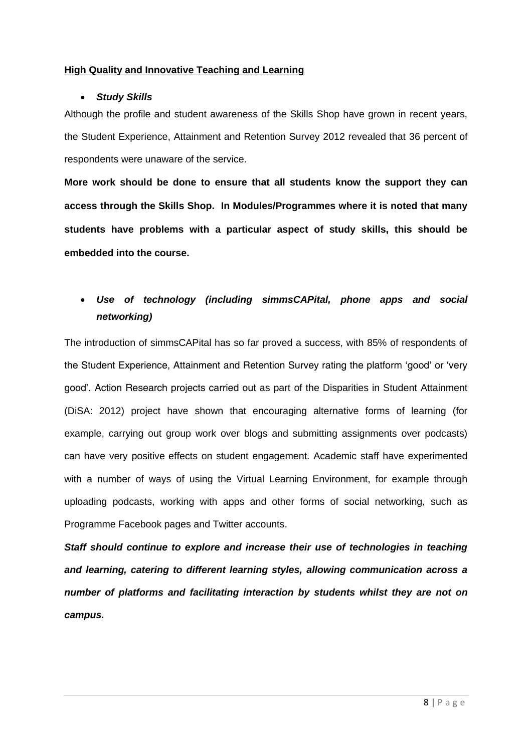**<u>High Quality and Innovative Teaching and Learning</u>**

- ***Study Skills***

Although the profile and student awareness of the Skills Shop have grown in recent years, the Student Experience, Attainment and Retention Survey 2012 revealed that 36 percent of respondents were unaware of the service.

**More work should be done to ensure that all students know the support they can access through the Skills Shop. In Modules/Programmes where it is noted that many students have problems with a particular aspect of study skills, this should be embedded into the course.**

- ***Use of technology (including simmsCAPital, phone apps and social networking)***

The introduction of simmsCAPital has so far proved a success, with 85% of respondents of the Student Experience, Attainment and Retention Survey rating the platform 'good' or 'very good'. Action Research projects carried out as part of the Disparities in Student Attainment (DiSA: 2012) project have shown that encouraging alternative forms of learning (for example, carrying out group work over blogs and submitting assignments over podcasts) can have very positive effects on student engagement. Academic staff have experimented with a number of ways of using the Virtual Learning Environment, for example through uploading podcasts, working with apps and other forms of social networking, such as Programme Facebook pages and Twitter accounts.

***Staff should continue to explore and increase their use of technologies in teaching and learning, catering to different learning styles, allowing communication across a number of platforms and facilitating interaction by students whilst they are not on campus.***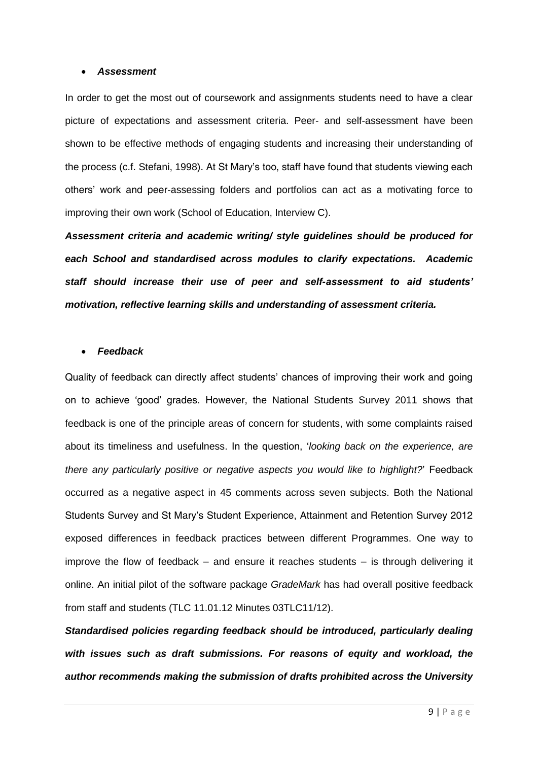- ***Assessment***

In order to get the most out of coursework and assignments students need to have a clear picture of expectations and assessment criteria. Peer- and self-assessment have been shown to be effective methods of engaging students and increasing their understanding of the process (c.f. Stefani, 1998). At St Mary's too, staff have found that students viewing each others' work and peer-assessing folders and portfolios can act as a motivating force to improving their own work (School of Education, Interview C).

***Assessment criteria and academic writing/ style guidelines should be produced for each School and standardised across modules to clarify expectations. Academic staff should increase their use of peer and self-assessment to aid students' motivation, reflective learning skills and understanding of assessment criteria.***

- ***Feedback***

Quality of feedback can directly affect students' chances of improving their work and going on to achieve 'good' grades. However, the National Students Survey 2011 shows that feedback is one of the principle areas of concern for students, with some complaints raised about its timeliness and usefulness. In the question, '*looking back on the experience, are there any particularly positive or negative aspects you would like to highlight?*' Feedback occurred as a negative aspect in 45 comments across seven subjects. Both the National Students Survey and St Mary's Student Experience, Attainment and Retention Survey 2012 exposed differences in feedback practices between different Programmes. One way to improve the flow of feedback – and ensure it reaches students – is through delivering it online. An initial pilot of the software package *GradeMark* has had overall positive feedback from staff and students (TLC 11.01.12 Minutes 03TLC11/12).

***Standardised policies regarding feedback should be introduced, particularly dealing with issues such as draft submissions. For reasons of equity and workload, the author recommends making the submission of drafts prohibited across the University***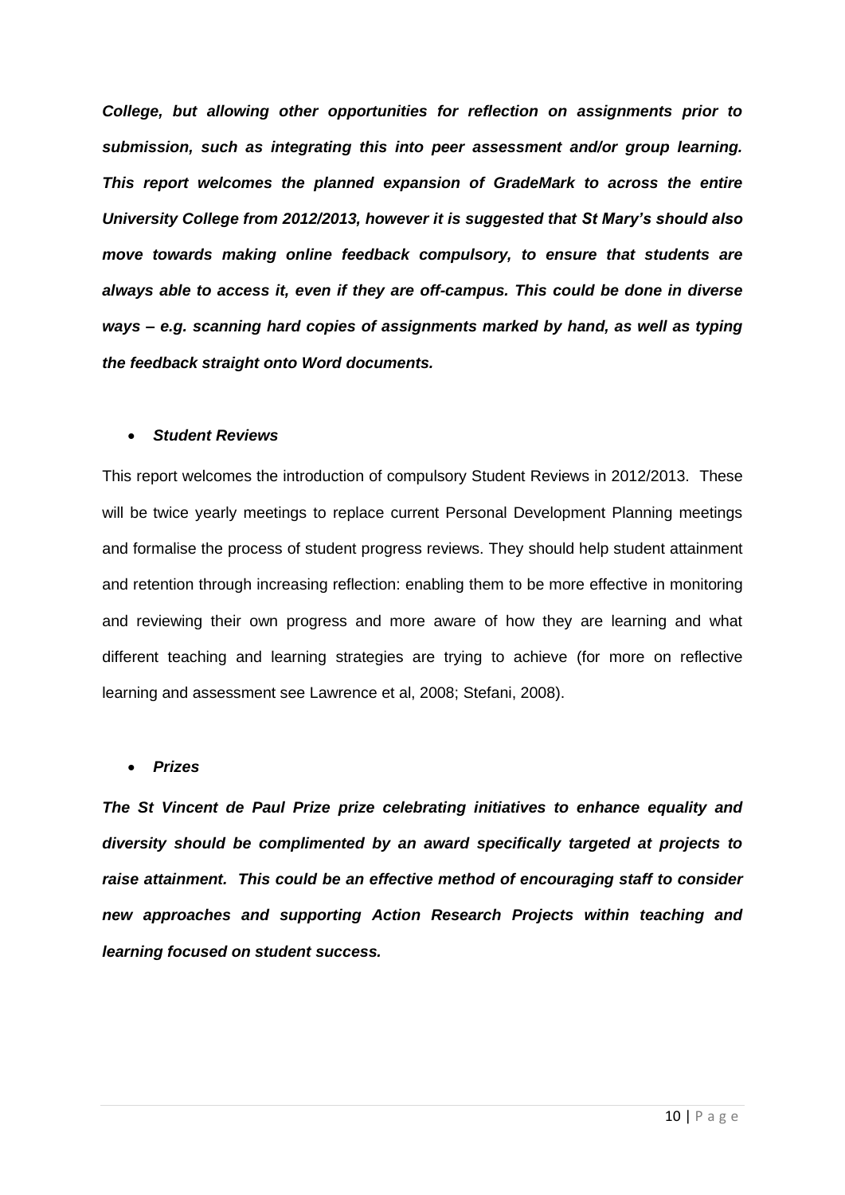***College, but allowing other opportunities for reflection on assignments prior to submission, such as integrating this into peer assessment and/or group learning. This report welcomes the planned expansion of GradeMark to across the entire University College from 2012/2013, however it is suggested that St Mary's should also move towards making online feedback compulsory, to ensure that students are always able to access it, even if they are off-campus. This could be done in diverse ways – e.g. scanning hard copies of assignments marked by hand, as well as typing the feedback straight onto Word documents.***

- ***Student Reviews***

This report welcomes the introduction of compulsory Student Reviews in 2012/2013. These will be twice yearly meetings to replace current Personal Development Planning meetings and formalise the process of student progress reviews. They should help student attainment and retention through increasing reflection: enabling them to be more effective in monitoring and reviewing their own progress and more aware of how they are learning and what different teaching and learning strategies are trying to achieve (for more on reflective learning and assessment see Lawrence et al, 2008; Stefani, 2008).

- ***Prizes***

***The St Vincent de Paul Prize prize celebrating initiatives to enhance equality and diversity should be complimented by an award specifically targeted at projects to raise attainment. This could be an effective method of encouraging staff to consider new approaches and supporting Action Research Projects within teaching and learning focused on student success.***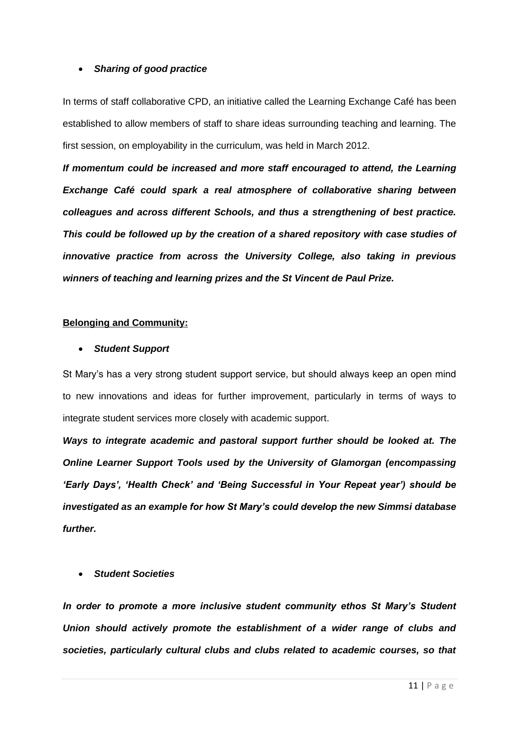- ***Sharing of good practice***

In terms of staff collaborative CPD, an initiative called the Learning Exchange Café has been established to allow members of staff to share ideas surrounding teaching and learning. The first session, on employability in the curriculum, was held in March 2012.

***If momentum could be increased and more staff encouraged to attend, the Learning Exchange Café could spark a real atmosphere of collaborative sharing between colleagues and across different Schools, and thus a strengthening of best practice. This could be followed up by the creation of a shared repository with case studies of innovative practice from across the University College, also taking in previous winners of teaching and learning prizes and the St Vincent de Paul Prize.***

**Belonging and Community:**

- ***Student Support***

St Mary's has a very strong student support service, but should always keep an open mind to new innovations and ideas for further improvement, particularly in terms of ways to integrate student services more closely with academic support.

***Ways to integrate academic and pastoral support further should be looked at. The Online Learner Support Tools used by the University of Glamorgan (encompassing 'Early Days', 'Health Check' and 'Being Successful in Your Repeat year') should be investigated as an example for how St Mary's could develop the new Simmsi database further.***

- ***Student Societies***

***In order to promote a more inclusive student community ethos St Mary's Student Union should actively promote the establishment of a wider range of clubs and societies, particularly cultural clubs and clubs related to academic courses, so that***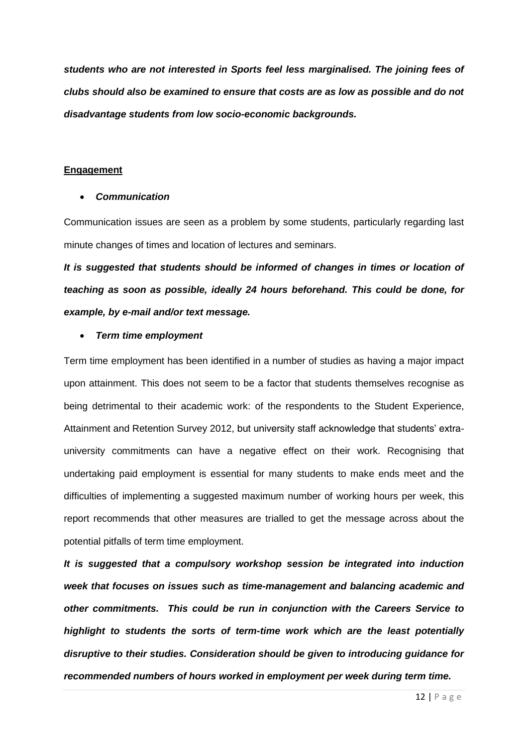***students who are not interested in Sports feel less marginalised. The joining fees of clubs should also be examined to ensure that costs are as low as possible and do not disadvantage students from low socio-economic backgrounds.***

**Engagement**

- ***Communication***

Communication issues are seen as a problem by some students, particularly regarding last minute changes of times and location of lectures and seminars.

***It is suggested that students should be informed of changes in times or location of teaching as soon as possible, ideally 24 hours beforehand. This could be done, for example, by e-mail and/or text message.***

- ***Term time employment***

Term time employment has been identified in a number of studies as having a major impact upon attainment. This does not seem to be a factor that students themselves recognise as being detrimental to their academic work: of the respondents to the Student Experience, Attainment and Retention Survey 2012, but university staff acknowledge that students' extra-university commitments can have a negative effect on their work. Recognising that undertaking paid employment is essential for many students to make ends meet and the difficulties of implementing a suggested maximum number of working hours per week, this report recommends that other measures are trialled to get the message across about the potential pitfalls of term time employment.

***It is suggested that a compulsory workshop session be integrated into induction week that focuses on issues such as time-management and balancing academic and other commitments. This could be run in conjunction with the Careers Service to highlight to students the sorts of term-time work which are the least potentially disruptive to their studies. Consideration should be given to introducing guidance for recommended numbers of hours worked in employment per week during term time.***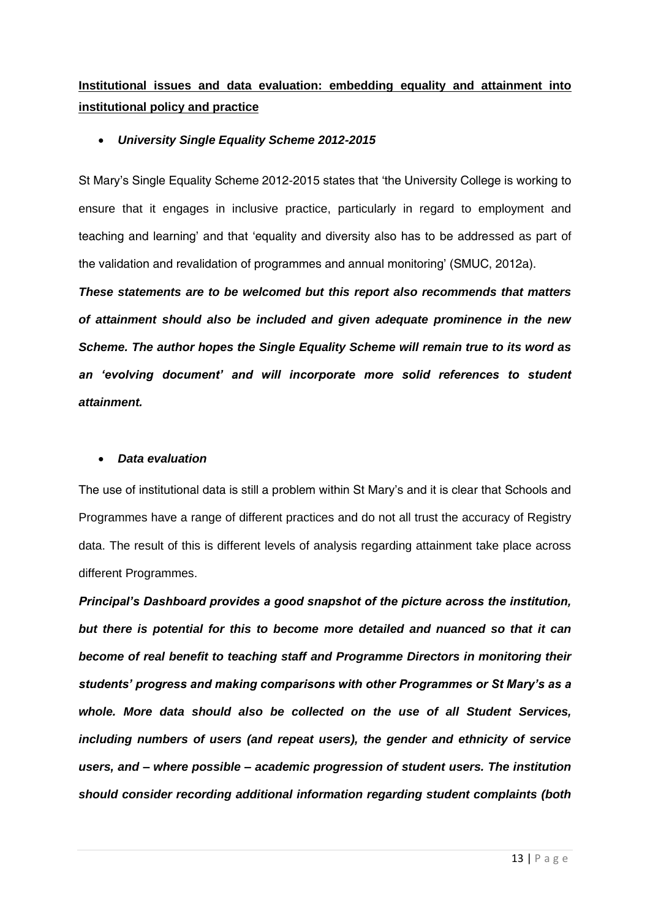**Institutional issues and data evaluation: embedding equality and attainment into institutional policy and practice**

- ***University Single Equality Scheme 2012-2015***

St Mary's Single Equality Scheme 2012-2015 states that 'the University College is working to ensure that it engages in inclusive practice, particularly in regard to employment and teaching and learning' and that 'equality and diversity also has to be addressed as part of the validation and revalidation of programmes and annual monitoring' (SMUC, 2012a).

***These statements are to be welcomed but this report also recommends that matters of attainment should also be included and given adequate prominence in the new Scheme. The author hopes the Single Equality Scheme will remain true to its word as an 'evolving document' and will incorporate more solid references to student attainment.***

- ***Data evaluation***

The use of institutional data is still a problem within St Mary's and it is clear that Schools and Programmes have a range of different practices and do not all trust the accuracy of Registry data. The result of this is different levels of analysis regarding attainment take place across different Programmes.

***Principal's Dashboard provides a good snapshot of the picture across the institution, but there is potential for this to become more detailed and nuanced so that it can become of real benefit to teaching staff and Programme Directors in monitoring their students' progress and making comparisons with other Programmes or St Mary's as a whole. More data should also be collected on the use of all Student Services, including numbers of users (and repeat users), the gender and ethnicity of service users, and – where possible – academic progression of student users. The institution should consider recording additional information regarding student complaints (both***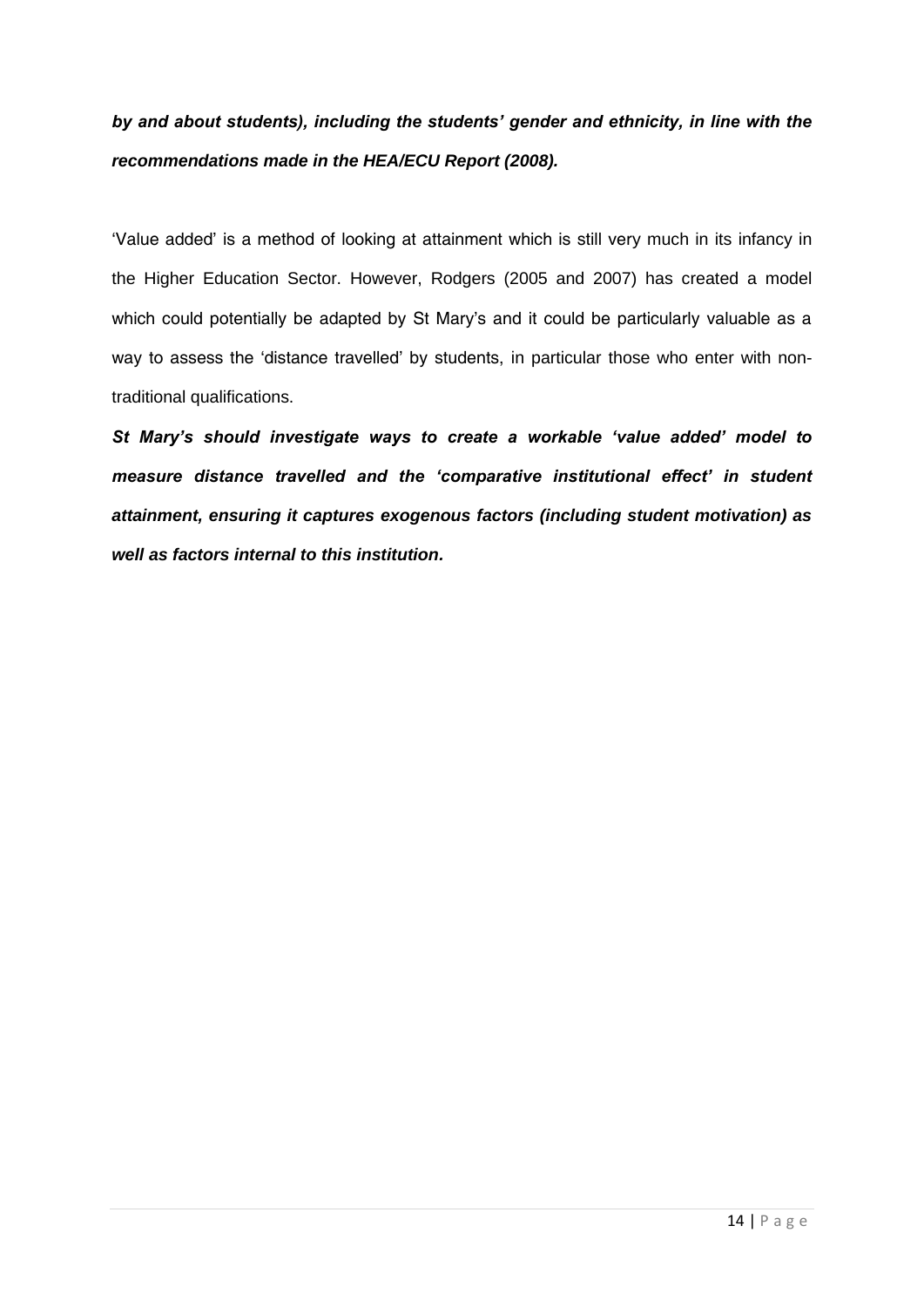***by and about students), including the students' gender and ethnicity, in line with the recommendations made in the HEA/ECU Report (2008).***

'Value added' is a method of looking at attainment which is still very much in its infancy in the Higher Education Sector. However, Rodgers (2005 and 2007) has created a model which could potentially be adapted by St Mary's and it could be particularly valuable as a way to assess the 'distance travelled' by students, in particular those who enter with non-traditional qualifications.

***St Mary's should investigate ways to create a workable 'value added' model to measure distance travelled and the 'comparative institutional effect' in student attainment, ensuring it captures exogenous factors (including student motivation) as well as factors internal to this institution.***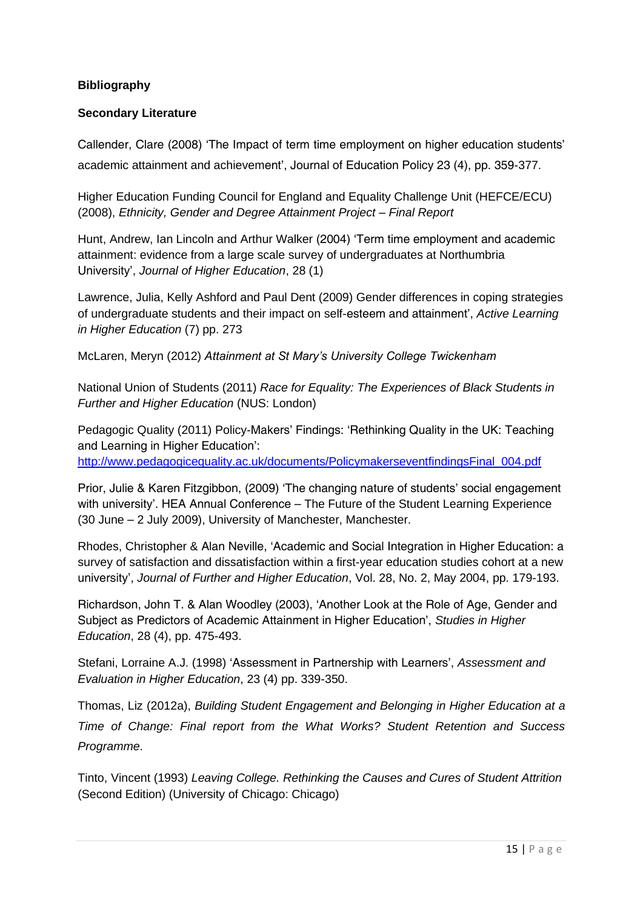**Bibliography**

**Secondary Literature**

Callender, Clare (2008) 'The Impact of term time employment on higher education students' academic attainment and achievement', Journal of Education Policy 23 (4), pp. 359-377.

Higher Education Funding Council for England and Equality Challenge Unit (HEFCE/ECU) (2008), *Ethnicity, Gender and Degree Attainment Project – Final Report*

Hunt, Andrew, Ian Lincoln and Arthur Walker (2004) 'Term time employment and academic attainment: evidence from a large scale survey of undergraduates at Northumbria University', *Journal of Higher Education*, 28 (1)

Lawrence, Julia, Kelly Ashford and Paul Dent (2009) Gender differences in coping strategies of undergraduate students and their impact on self-esteem and attainment', *Active Learning in Higher Education* (7) pp. 273

McLaren, Meryn (2012) *Attainment at St Mary's University College Twickenham*

National Union of Students (2011) *Race for Equality: The Experiences of Black Students in Further and Higher Education* (NUS: London)

Pedagogic Quality (2011) Policy-Makers' Findings: 'Rethinking Quality in the UK: Teaching and Learning in Higher Education': http://www.pedagogicequality.ac.uk/documents/PolicymakerseventfindingsFinal_004.pdf

Prior, Julie & Karen Fitzgibbon, (2009) 'The changing nature of students' social engagement with university'. HEA Annual Conference – The Future of the Student Learning Experience (30 June – 2 July 2009), University of Manchester, Manchester.

Rhodes, Christopher & Alan Neville, 'Academic and Social Integration in Higher Education: a survey of satisfaction and dissatisfaction within a first-year education studies cohort at a new university', *Journal of Further and Higher Education*, Vol. 28, No. 2, May 2004, pp. 179-193.

Richardson, John T. & Alan Woodley (2003), 'Another Look at the Role of Age, Gender and Subject as Predictors of Academic Attainment in Higher Education', *Studies in Higher Education*, 28 (4), pp. 475-493.

Stefani, Lorraine A.J. (1998) 'Assessment in Partnership with Learners', *Assessment and Evaluation in Higher Education*, 23 (4) pp. 339-350.

Thomas, Liz (2012a), *Building Student Engagement and Belonging in Higher Education at a Time of Change: Final report from the What Works? Student Retention and Success Programme*.

Tinto, Vincent (1993) *Leaving College. Rethinking the Causes and Cures of Student Attrition* (Second Edition) (University of Chicago: Chicago)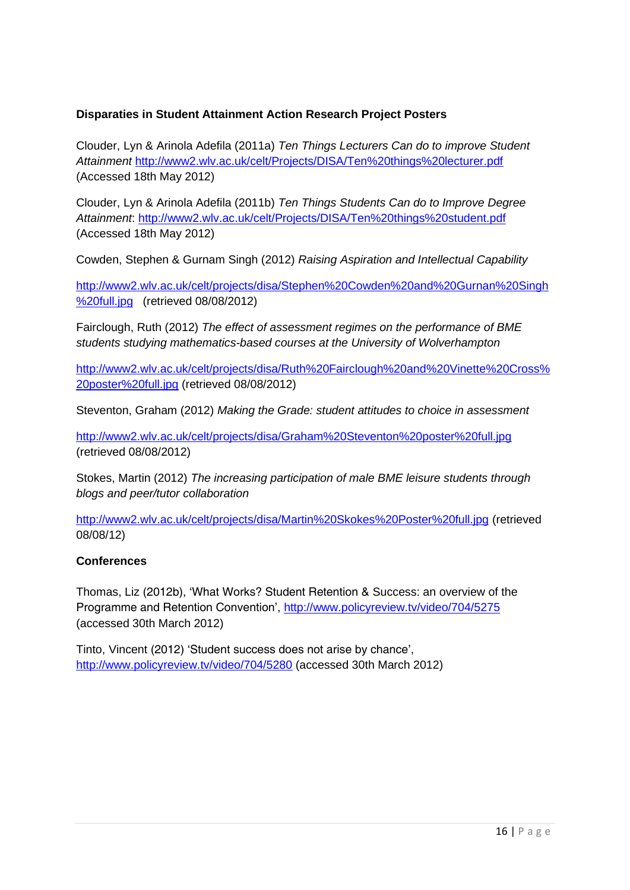**Disparities in Student Attainment Action Research Project Posters**

Clouder, Lyn & Arinola Adefila (2011a) *Ten Things Lecturers Can do to improve Student Attainment* http://www2.wlv.ac.uk/celt/Projects/DISA/Ten%20things%20lecturer.pdf (Accessed 18th May 2012)

Clouder, Lyn & Arinola Adefila (2011b) *Ten Things Students Can do to Improve Degree Attainment*: http://www2.wlv.ac.uk/celt/Projects/DISA/Ten%20things%20student.pdf (Accessed 18th May 2012)

Cowden, Stephen & Gurnam Singh (2012) *Raising Aspiration and Intellectual Capability*

http://www2.wlv.ac.uk/celt/projects/disa/Stephen%20Cowden%20and%20Gurnan%20Singh%20full.jpg (retrieved 08/08/2012)

Fairclough, Ruth (2012) *The effect of assessment regimes on the performance of BME students studying mathematics-based courses at the University of Wolverhampton*

http://www2.wlv.ac.uk/celt/projects/disa/Ruth%20Fairclough%20and%20Vinette%20Cross%20poster%20full.jpg (retrieved 08/08/2012)

Steventon, Graham (2012) *Making the Grade: student attitudes to choice in assessment*

http://www2.wlv.ac.uk/celt/projects/disa/Graham%20Steventon%20poster%20full.jpg (retrieved 08/08/2012)

Stokes, Martin (2012) *The increasing participation of male BME leisure students through blogs and peer/tutor collaboration*

http://www2.wlv.ac.uk/celt/projects/disa/Martin%20Skokes%20Poster%20full.jpg (retrieved 08/08/12)

**Conferences**

Thomas, Liz (2012b), 'What Works? Student Retention & Success: an overview of the Programme and Retention Convention', http://www.policyreview.tv/video/704/5275 (accessed 30th March 2012)

Tinto, Vincent (2012) 'Student success does not arise by chance', http://www.policyreview.tv/video/704/5280 (accessed 30th March 2012)